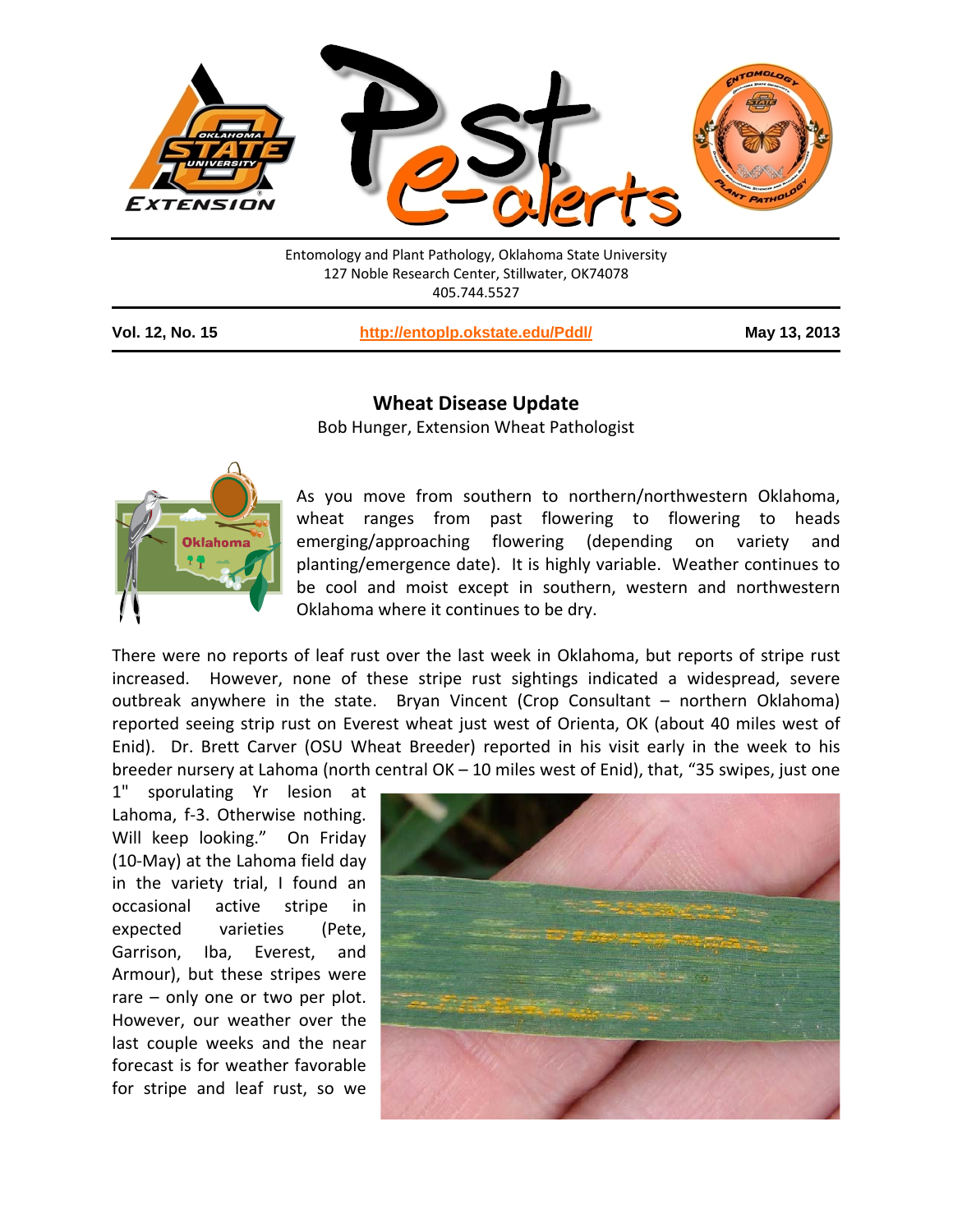Entomology and Plant Pathology, Oklahoma State University
127 Noble Research Center, Stillwater, OK74078
405.744.5527

**Vol. 12, No. 15** | **http://entoplp.okstate.edu/Pddl/** | **May 13, 2013**

## Wheat Disease Update

Bob Hunger, Extension Wheat Pathologist

As you move from southern to northern/northwestern Oklahoma, wheat ranges from past flowering to flowering to heads emerging/approaching flowering (depending on variety and planting/emergence date). It is highly variable. Weather continues to be cool and moist except in southern, western and northwestern Oklahoma where it continues to be dry.

There were no reports of leaf rust over the last week in Oklahoma, but reports of stripe rust increased. However, none of these stripe rust sightings indicated a widespread, severe outbreak anywhere in the state. Bryan Vincent (Crop Consultant – northern Oklahoma) reported seeing strip rust on Everest wheat just west of Orienta, OK (about 40 miles west of Enid). Dr. Brett Carver (OSU Wheat Breeder) reported in his visit early in the week to his breeder nursery at Lahoma (north central OK – 10 miles west of Enid), that, "35 swipes, just one 1" sporulating Yr lesion at Lahoma, f-3. Otherwise nothing. Will keep looking." On Friday (10-May) at the Lahoma field day in the variety trial, I found an occasional active stripe in expected varieties (Pete, Garrison, Iba, Everest, and Armour), but these stripes were rare – only one or two per plot. However, our weather over the last couple weeks and the near forecast is for weather favorable for stripe and leaf rust, so we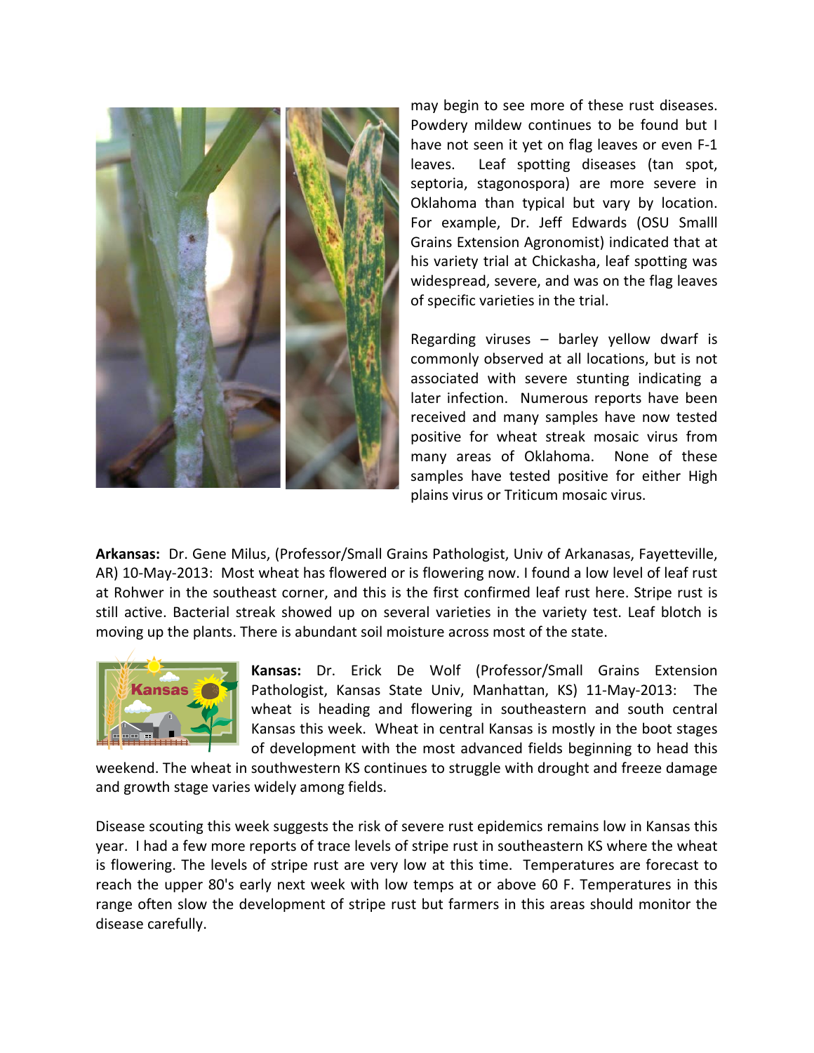may begin to see more of these rust diseases. Powdery mildew continues to be found but I have not seen it yet on flag leaves or even F-1 leaves. Leaf spotting diseases (tan spot, septoria, stagonospora) are more severe in Oklahoma than typical but vary by location. For example, Dr. Jeff Edwards (OSU Smalll Grains Extension Agronomist) indicated that at his variety trial at Chickasha, leaf spotting was widespread, severe, and was on the flag leaves of specific varieties in the trial.

Regarding viruses – barley yellow dwarf is commonly observed at all locations, but is not associated with severe stunting indicating a later infection. Numerous reports have been received and many samples have now tested positive for wheat streak mosaic virus from many areas of Oklahoma. None of these samples have tested positive for either High plains virus or Triticum mosaic virus.

**Arkansas:** Dr. Gene Milus, (Professor/Small Grains Pathologist, Univ of Arkanasas, Fayetteville, AR) 10-May-2013: Most wheat has flowered or is flowering now. I found a low level of leaf rust at Rohwer in the southeast corner, and this is the first confirmed leaf rust here. Stripe rust is still active. Bacterial streak showed up on several varieties in the variety test. Leaf blotch is moving up the plants. There is abundant soil moisture across most of the state.

**Kansas:** Dr. Erick De Wolf (Professor/Small Grains Extension Pathologist, Kansas State Univ, Manhattan, KS) 11-May-2013: The wheat is heading and flowering in southeastern and south central Kansas this week. Wheat in central Kansas is mostly in the boot stages of development with the most advanced fields beginning to head this weekend. The wheat in southwestern KS continues to struggle with drought and freeze damage and growth stage varies widely among fields.

Disease scouting this week suggests the risk of severe rust epidemics remains low in Kansas this year. I had a few more reports of trace levels of stripe rust in southeastern KS where the wheat is flowering. The levels of stripe rust are very low at this time. Temperatures are forecast to reach the upper 80's early next week with low temps at or above 60 F. Temperatures in this range often slow the development of stripe rust but farmers in this areas should monitor the disease carefully.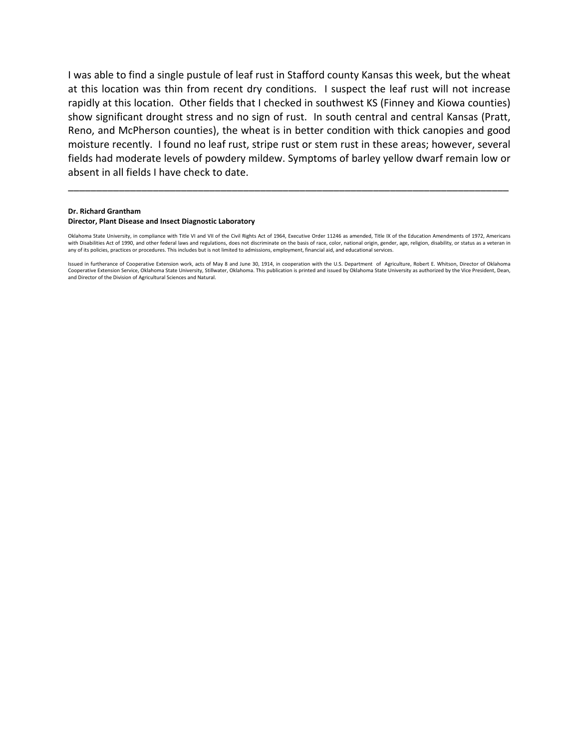I was able to find a single pustule of leaf rust in Stafford county Kansas this week, but the wheat at this location was thin from recent dry conditions. I suspect the leaf rust will not increase rapidly at this location. Other fields that I checked in southwest KS (Finney and Kiowa counties) show significant drought stress and no sign of rust. In south central and central Kansas (Pratt, Reno, and McPherson counties), the wheat is in better condition with thick canopies and good moisture recently. I found no leaf rust, stripe rust or stem rust in these areas; however, several fields had moderate levels of powdery mildew. Symptoms of barley yellow dwarf remain low or absent in all fields I have check to date.

---

**Dr. Richard Grantham**
**Director, Plant Disease and Insect Diagnostic Laboratory**

Oklahoma State University, in compliance with Title VI and VII of the Civil Rights Act of 1964, Executive Order 11246 as amended, Title IX of the Education Amendments of 1972, Americans with Disabilities Act of 1990, and other federal laws and regulations, does not discriminate on the basis of race, color, national origin, gender, age, religion, disability, or status as a veteran in any of its policies, practices or procedures. This includes but is not limited to admissions, employment, financial aid, and educational services.

Issued in furtherance of Cooperative Extension work, acts of May 8 and June 30, 1914, in cooperation with the U.S. Department of Agriculture, Robert E. Whitson, Director of Oklahoma Cooperative Extension Service, Oklahoma State University, Stillwater, Oklahoma. This publication is printed and issued by Oklahoma State University as authorized by the Vice President, Dean, and Director of the Division of Agricultural Sciences and Natural.